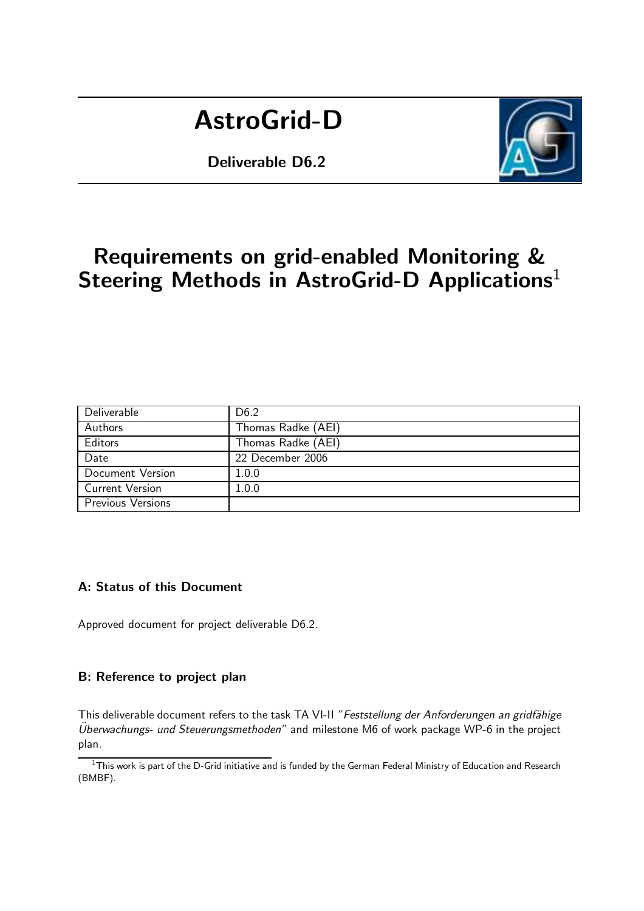# AstroGrid-D

**Deliverable D6.2**

# Requirements on grid-enabled Monitoring & Steering Methods in AstroGrid-D Applications[1]

| Deliverable | D6.2 |
| --- | --- |
| Authors | Thomas Radke (AEI) |
| Editors | Thomas Radke (AEI) |
| Date | 22 December 2006 |
| Document Version | 1.0.0 |
| Current Version | 1.0.0 |
| Previous Versions | |

### A: Status of this Document

Approved document for project deliverable D6.2.

### B: Reference to project plan

This deliverable document refers to the task TA VI-II "*Feststellung der Anforderungen an gridfähige Überwachungs- und Steuerungsmethoden*" and milestone M6 of work package WP-6 in the project plan.

[1] This work is part of the D-Grid initiative and is funded by the German Federal Ministry of Education and Research (BMBF).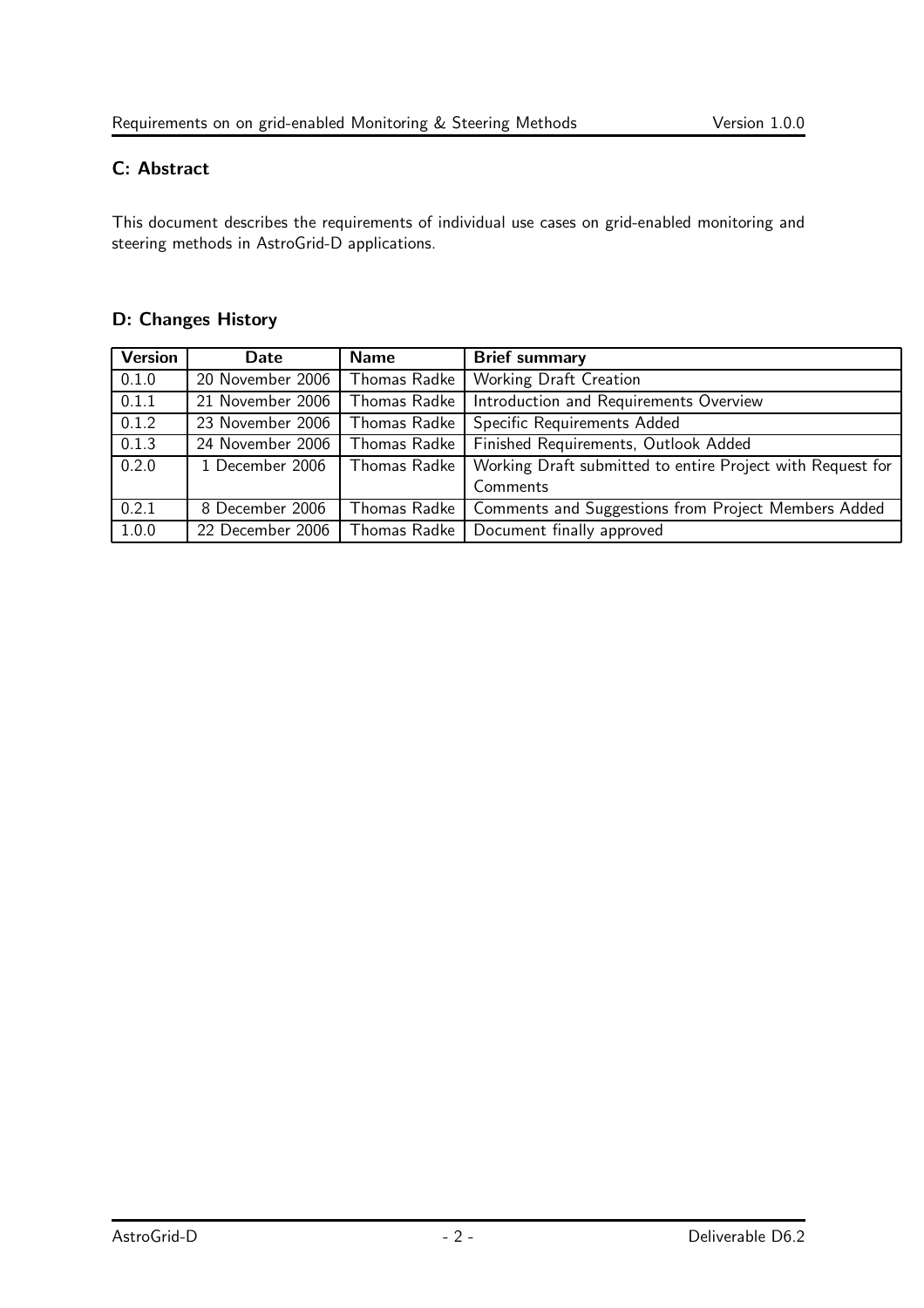## C: Abstract

This document describes the requirements of individual use cases on grid-enabled monitoring and steering methods in AstroGrid-D applications.

## D: Changes History

| Version | Date | Name | Brief summary |
|---|---|---|---|
| 0.1.0 | 20 November 2006 | Thomas Radke | Working Draft Creation |
| 0.1.1 | 21 November 2006 | Thomas Radke | Introduction and Requirements Overview |
| 0.1.2 | 23 November 2006 | Thomas Radke | Specific Requirements Added |
| 0.1.3 | 24 November 2006 | Thomas Radke | Finished Requirements, Outlook Added |
| 0.2.0 | 1 December 2006 | Thomas Radke | Working Draft submitted to entire Project with Request for Comments |
| 0.2.1 | 8 December 2006 | Thomas Radke | Comments and Suggestions from Project Members Added |
| 1.0.0 | 22 December 2006 | Thomas Radke | Document finally approved |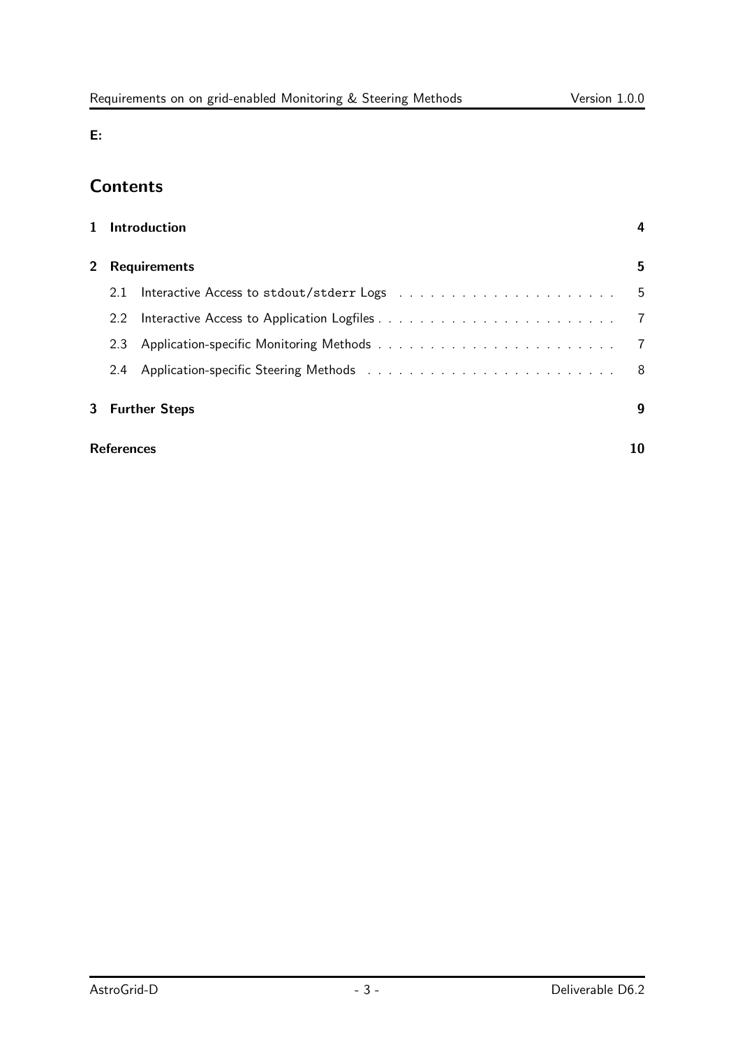**E:**

# Contents

| | | |
|---|---|---|
| **1** | **Introduction** | **4** |
| **2** | **Requirements** | **5** |
| | 2.1 Interactive Access to `stdout/stderr` Logs | 5 |
| | 2.2 Interactive Access to Application Logfiles | 7 |
| | 2.3 Application-specific Monitoring Methods | 7 |
| | 2.4 Application-specific Steering Methods | 8 |
| **3** | **Further Steps** | **9** |
| | **References** | **10** |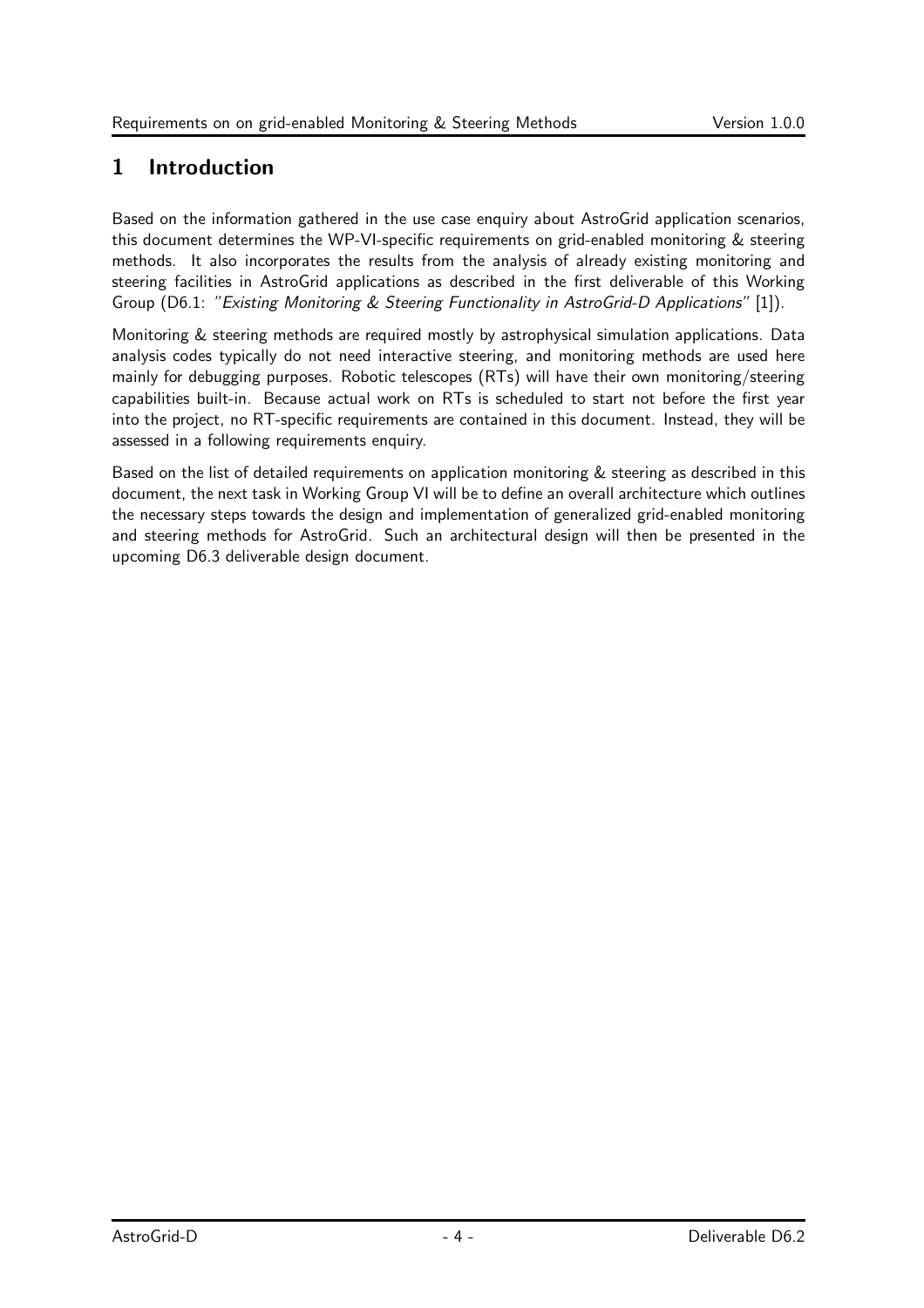# 1 Introduction

Based on the information gathered in the use case enquiry about AstroGrid application scenarios, this document determines the WP-VI-specific requirements on grid-enabled monitoring & steering methods. It also incorporates the results from the analysis of already existing monitoring and steering facilities in AstroGrid applications as described in the first deliverable of this Working Group (D6.1: *"Existing Monitoring & Steering Functionality in AstroGrid-D Applications"* [1]).

Monitoring & steering methods are required mostly by astrophysical simulation applications. Data analysis codes typically do not need interactive steering, and monitoring methods are used here mainly for debugging purposes. Robotic telescopes (RTs) will have their own monitoring/steering capabilities built-in. Because actual work on RTs is scheduled to start not before the first year into the project, no RT-specific requirements are contained in this document. Instead, they will be assessed in a following requirements enquiry.

Based on the list of detailed requirements on application monitoring & steering as described in this document, the next task in Working Group VI will be to define an overall architecture which outlines the necessary steps towards the design and implementation of generalized grid-enabled monitoring and steering methods for AstroGrid. Such an architectural design will then be presented in the upcoming D6.3 deliverable design document.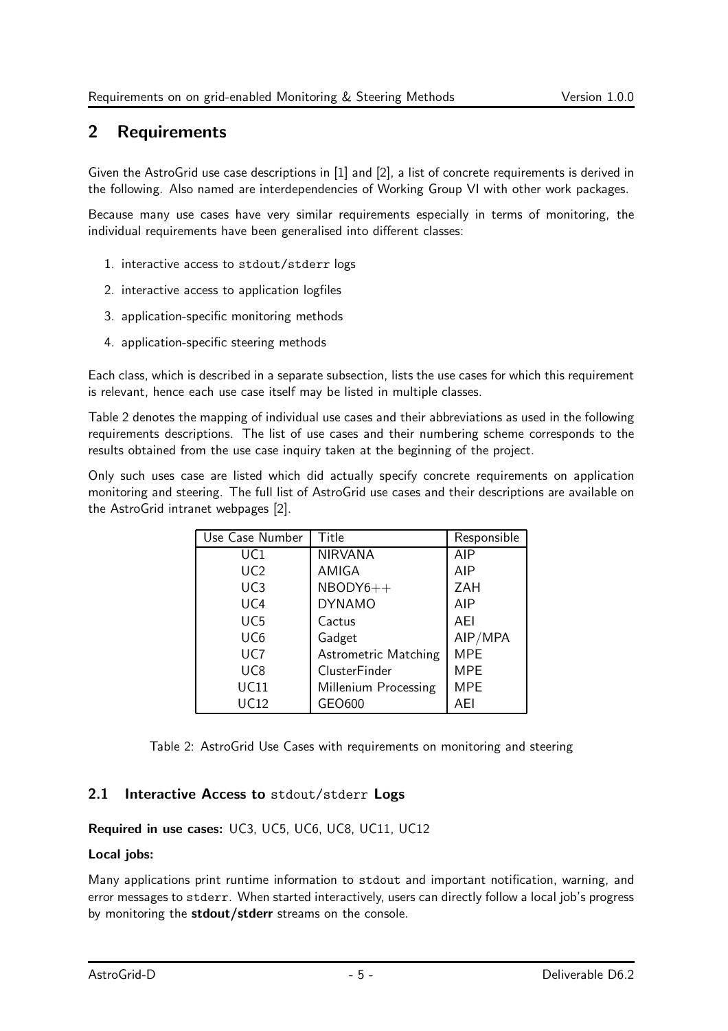## 2 Requirements

Given the AstroGrid use case descriptions in [1] and [2], a list of concrete requirements is derived in the following. Also named are interdependencies of Working Group VI with other work packages.

Because many use cases have very similar requirements especially in terms of monitoring, the individual requirements have been generalised into different classes:

1. interactive access to `stdout/stderr` logs
2. interactive access to application logfiles
3. application-specific monitoring methods
4. application-specific steering methods

Each class, which is described in a separate subsection, lists the use cases for which this requirement is relevant, hence each use case itself may be listed in multiple classes.

Table 2 denotes the mapping of individual use cases and their abbreviations as used in the following requirements descriptions. The list of use cases and their numbering scheme corresponds to the results obtained from the use case inquiry taken at the beginning of the project.

Only such uses case are listed which did actually specify concrete requirements on application monitoring and steering. The full list of AstroGrid use cases and their descriptions are available on the AstroGrid intranet webpages [2].

| Use Case Number | Title | Responsible |
|---|---|---|
| UC1 | NIRVANA | AIP |
| UC2 | AMIGA | AIP |
| UC3 | NBODY6++ | ZAH |
| UC4 | DYNAMO | AIP |
| UC5 | Cactus | AEI |
| UC6 | Gadget | AIP/MPA |
| UC7 | Astrometric Matching | MPE |
| UC8 | ClusterFinder | MPE |
| UC11 | Millenium Processing | MPE |
| UC12 | GEO600 | AEI |

Table 2: AstroGrid Use Cases with requirements on monitoring and steering

### 2.1 Interactive Access to `stdout/stderr` Logs

**Required in use cases:** UC3, UC5, UC6, UC8, UC11, UC12

**Local jobs:**

Many applications print runtime information to `stdout` and important notification, warning, and error messages to `stderr`. When started interactively, users can directly follow a local job's progress by monitoring the **stdout/stderr** streams on the console.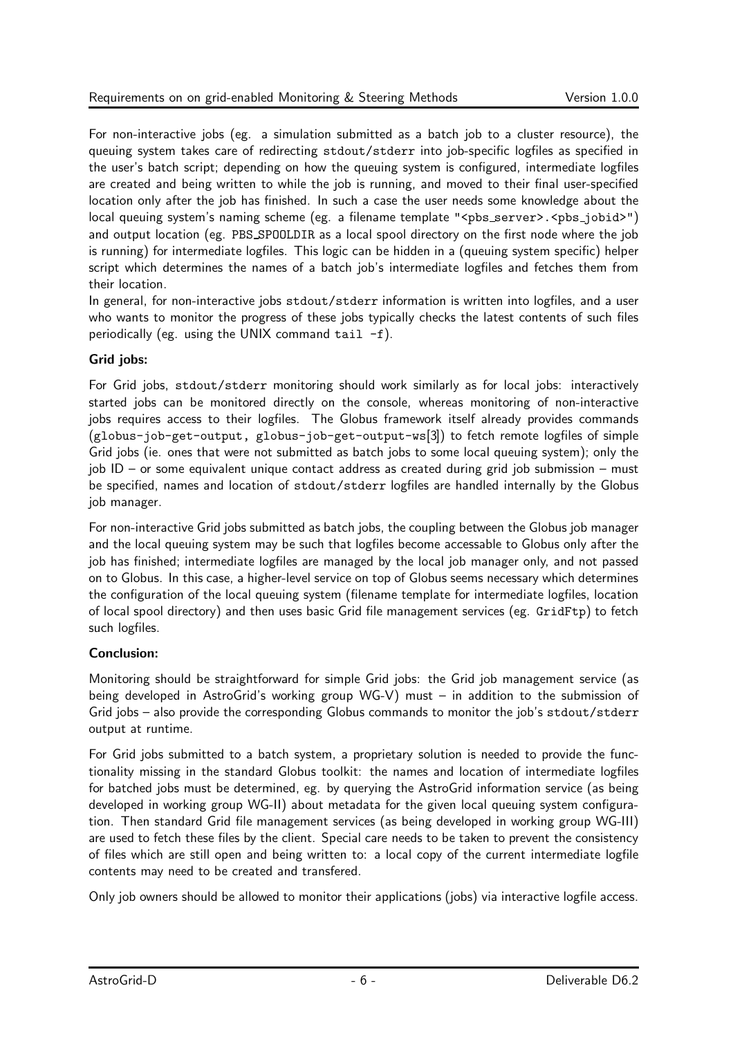For non-interactive jobs (eg. a simulation submitted as a batch job to a cluster resource), the queuing system takes care of redirecting `stdout/stderr` into job-specific logfiles as specified in the user's batch script; depending on how the queuing system is configured, intermediate logfiles are created and being written to while the job is running, and moved to their final user-specified location only after the job has finished. In such a case the user needs some knowledge about the local queuing system's naming scheme (eg. a filename template `"<pbs_server>.<pbs_jobid>"`) and output location (eg. `PBS_SPOOLDIR` as a local spool directory on the first node where the job is running) for intermediate logfiles. This logic can be hidden in a (queuing system specific) helper script which determines the names of a batch job's intermediate logfiles and fetches them from their location.
In general, for non-interactive jobs `stdout/stderr` information is written into logfiles, and a user who wants to monitor the progress of these jobs typically checks the latest contents of such files periodically (eg. using the UNIX command `tail -f`).

**Grid jobs:**

For Grid jobs, `stdout/stderr` monitoring should work similarly as for local jobs: interactively started jobs can be monitored directly on the console, whereas monitoring of non-interactive jobs requires access to their logfiles. The Globus framework itself already provides commands (`globus-job-get-output, globus-job-get-output-ws`[3]) to fetch remote logfiles of simple Grid jobs (ie. ones that were not submitted as batch jobs to some local queuing system); only the job ID – or some equivalent unique contact address as created during grid job submission – must be specified, names and location of `stdout/stderr` logfiles are handled internally by the Globus job manager.

For non-interactive Grid jobs submitted as batch jobs, the coupling between the Globus job manager and the local queuing system may be such that logfiles become accessable to Globus only after the job has finished; intermediate logfiles are managed by the local job manager only, and not passed on to Globus. In this case, a higher-level service on top of Globus seems necessary which determines the configuration of the local queuing system (filename template for intermediate logfiles, location of local spool directory) and then uses basic Grid file management services (eg. `GridFtp`) to fetch such logfiles.

**Conclusion:**

Monitoring should be straightforward for simple Grid jobs: the Grid job management service (as being developed in AstroGrid's working group WG-V) must – in addition to the submission of Grid jobs – also provide the corresponding Globus commands to monitor the job's `stdout/stderr` output at runtime.

For Grid jobs submitted to a batch system, a proprietary solution is needed to provide the functionality missing in the standard Globus toolkit: the names and location of intermediate logfiles for batched jobs must be determined, eg. by querying the AstroGrid information service (as being developed in working group WG-II) about metadata for the given local queuing system configuration. Then standard Grid file management services (as being developed in working group WG-III) are used to fetch these files by the client. Special care needs to be taken to prevent the consistency of files which are still open and being written to: a local copy of the current intermediate logfile contents may need to be created and transfered.

Only job owners should be allowed to monitor their applications (jobs) via interactive logfile access.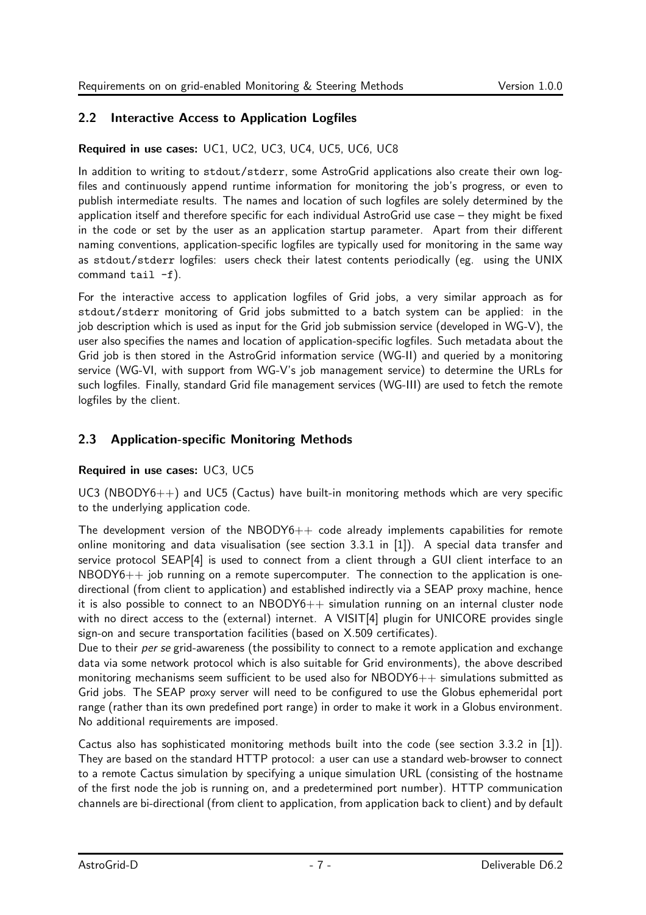## 2.2 Interactive Access to Application Logfiles

**Required in use cases:** UC1, UC2, UC3, UC4, UC5, UC6, UC8

In addition to writing to `stdout/stderr`, some AstroGrid applications also create their own logfiles and continuously append runtime information for monitoring the job's progress, or even to publish intermediate results. The names and location of such logfiles are solely determined by the application itself and therefore specific for each individual AstroGrid use case – they might be fixed in the code or set by the user as an application startup parameter. Apart from their different naming conventions, application-specific logfiles are typically used for monitoring in the same way as `stdout/stderr` logfiles: users check their latest contents periodically (eg. using the UNIX command `tail -f`).

For the interactive access to application logfiles of Grid jobs, a very similar approach as for `stdout/stderr` monitoring of Grid jobs submitted to a batch system can be applied: in the job description which is used as input for the Grid job submission service (developed in WG-V), the user also specifies the names and location of application-specific logfiles. Such metadata about the Grid job is then stored in the AstroGrid information service (WG-II) and queried by a monitoring service (WG-VI, with support from WG-V's job management service) to determine the URLs for such logfiles. Finally, standard Grid file management services (WG-III) are used to fetch the remote logfiles by the client.

## 2.3 Application-specific Monitoring Methods

**Required in use cases:** UC3, UC5

UC3 (NBODY6++) and UC5 (Cactus) have built-in monitoring methods which are very specific to the underlying application code.

The development version of the NBODY6++ code already implements capabilities for remote online monitoring and data visualisation (see section 3.3.1 in [1]). A special data transfer and service protocol SEAP[4] is used to connect from a client through a GUI client interface to an NBODY6++ job running on a remote supercomputer. The connection to the application is one-directional (from client to application) and established indirectly via a SEAP proxy machine, hence it is also possible to connect to an NBODY6++ simulation running on an internal cluster node with no direct access to the (external) internet. A VISIT[4] plugin for UNICORE provides single sign-on and secure transportation facilities (based on X.509 certificates).
Due to their *per se* grid-awareness (the possibility to connect to a remote application and exchange data via some network protocol which is also suitable for Grid environments), the above described monitoring mechanisms seem sufficient to be used also for NBODY6++ simulations submitted as Grid jobs. The SEAP proxy server will need to be configured to use the Globus ephemeridal port range (rather than its own predefined port range) in order to make it work in a Globus environment. No additional requirements are imposed.

Cactus also has sophisticated monitoring methods built into the code (see section 3.3.2 in [1]). They are based on the standard HTTP protocol: a user can use a standard web-browser to connect to a remote Cactus simulation by specifying a unique simulation URL (consisting of the hostname of the first node the job is running on, and a predetermined port number). HTTP communication channels are bi-directional (from client to application, from application back to client) and by default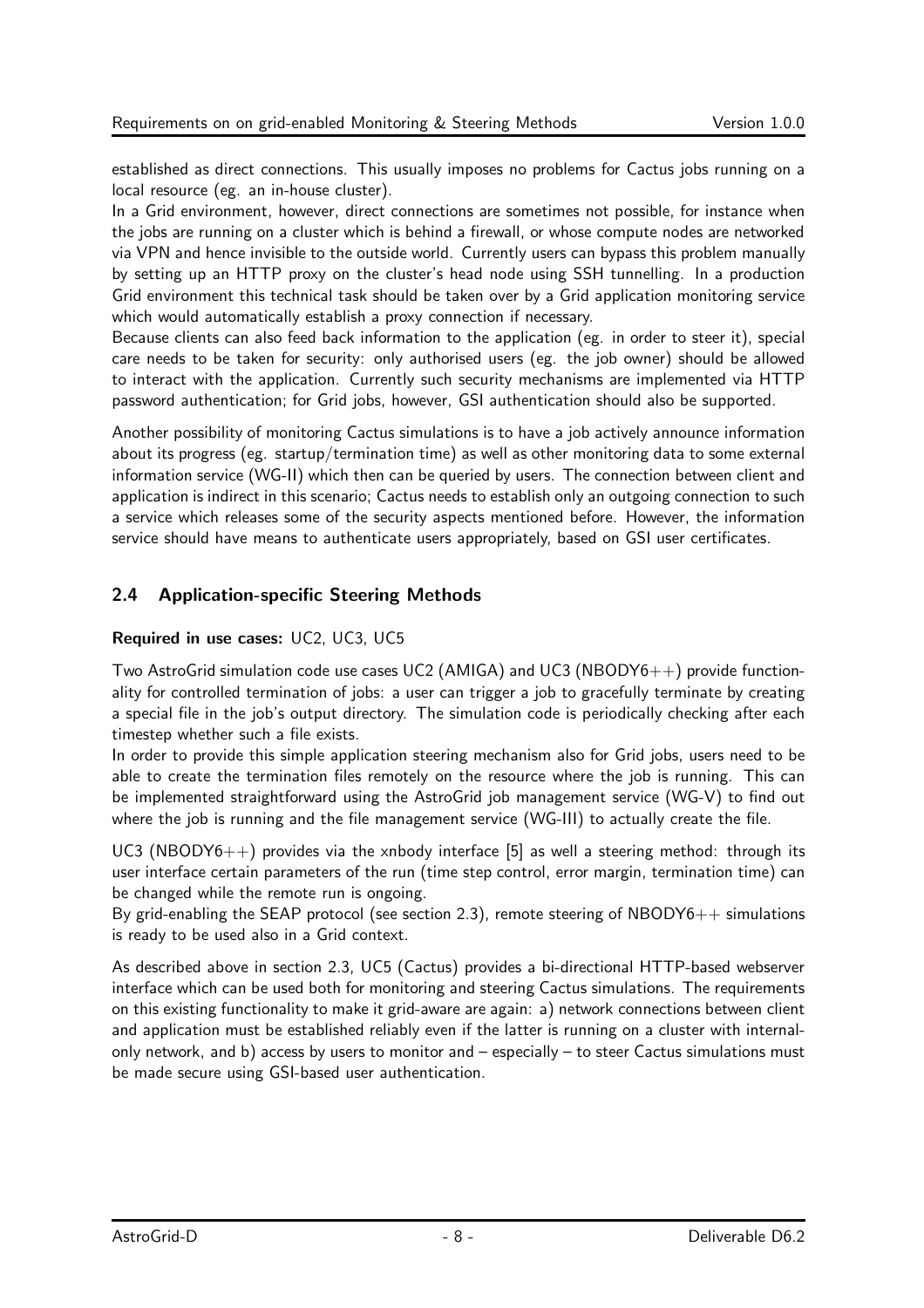established as direct connections. This usually imposes no problems for Cactus jobs running on a local resource (eg. an in-house cluster).
In a Grid environment, however, direct connections are sometimes not possible, for instance when the jobs are running on a cluster which is behind a firewall, or whose compute nodes are networked via VPN and hence invisible to the outside world. Currently users can bypass this problem manually by setting up an HTTP proxy on the cluster's head node using SSH tunnelling. In a production Grid environment this technical task should be taken over by a Grid application monitoring service which would automatically establish a proxy connection if necessary.
Because clients can also feed back information to the application (eg. in order to steer it), special care needs to be taken for security: only authorised users (eg. the job owner) should be allowed to interact with the application. Currently such security mechanisms are implemented via HTTP password authentication; for Grid jobs, however, GSI authentication should also be supported.

Another possibility of monitoring Cactus simulations is to have a job actively announce information about its progress (eg. startup/termination time) as well as other monitoring data to some external information service (WG-II) which then can be queried by users. The connection between client and application is indirect in this scenario; Cactus needs to establish only an outgoing connection to such a service which releases some of the security aspects mentioned before. However, the information service should have means to authenticate users appropriately, based on GSI user certificates.

## 2.4 Application-specific Steering Methods

**Required in use cases:** UC2, UC3, UC5

Two AstroGrid simulation code use cases UC2 (AMIGA) and UC3 (NBODY6++) provide functionality for controlled termination of jobs: a user can trigger a job to gracefully terminate by creating a special file in the job's output directory. The simulation code is periodically checking after each timestep whether such a file exists.
In order to provide this simple application steering mechanism also for Grid jobs, users need to be able to create the termination files remotely on the resource where the job is running. This can be implemented straightforward using the AstroGrid job management service (WG-V) to find out where the job is running and the file management service (WG-III) to actually create the file.

UC3 (NBODY6++) provides via the xnbody interface [5] as well a steering method: through its user interface certain parameters of the run (time step control, error margin, termination time) can be changed while the remote run is ongoing.
By grid-enabling the SEAP protocol (see section 2.3), remote steering of NBODY6++ simulations is ready to be used also in a Grid context.

As described above in section 2.3, UC5 (Cactus) provides a bi-directional HTTP-based webserver interface which can be used both for monitoring and steering Cactus simulations. The requirements on this existing functionality to make it grid-aware are again: a) network connections between client and application must be established reliably even if the latter is running on a cluster with internal-only network, and b) access by users to monitor and – especially – to steer Cactus simulations must be made secure using GSI-based user authentication.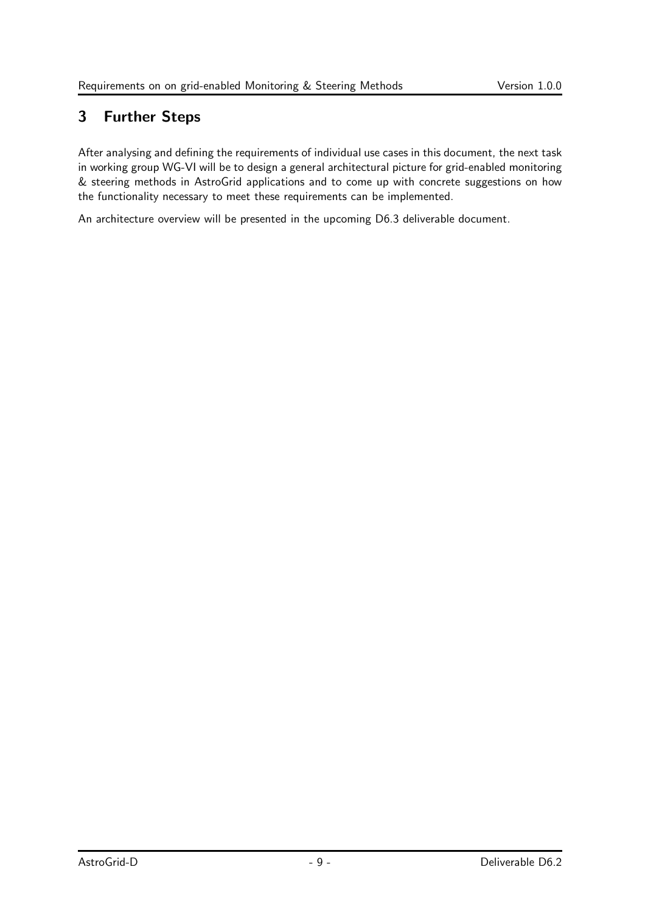# 3 Further Steps

After analysing and defining the requirements of individual use cases in this document, the next task in working group WG-VI will be to design a general architectural picture for grid-enabled monitoring & steering methods in AstroGrid applications and to come up with concrete suggestions on how the functionality necessary to meet these requirements can be implemented.

An architecture overview will be presented in the upcoming D6.3 deliverable document.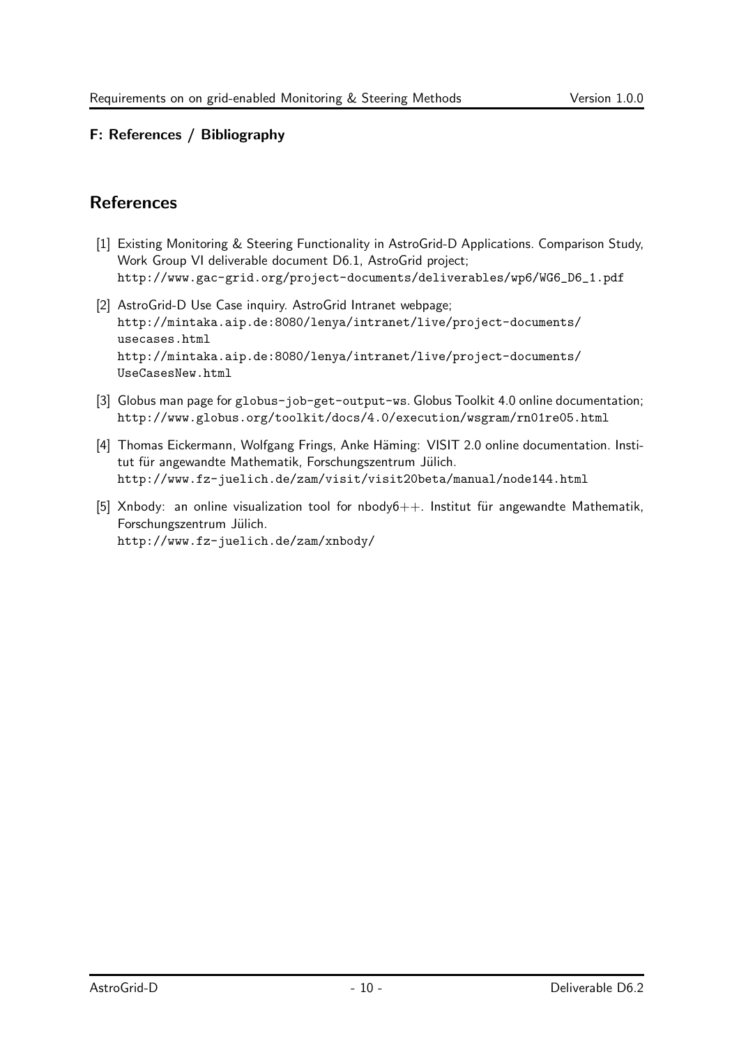## F: References / Bibliography

# References

[1] Existing Monitoring & Steering Functionality in AstroGrid-D Applications. Comparison Study, Work Group VI deliverable document D6.1, AstroGrid project; http://www.gac-grid.org/project-documents/deliverables/wp6/WG6_D6_1.pdf

[2] AstroGrid-D Use Case inquiry. AstroGrid Intranet webpage; http://mintaka.aip.de:8080/lenya/intranet/live/project-documents/usecases.html http://mintaka.aip.de:8080/lenya/intranet/live/project-documents/UseCasesNew.html

[3] Globus man page for globus-job-get-output-ws. Globus Toolkit 4.0 online documentation; http://www.globus.org/toolkit/docs/4.0/execution/wsgram/rn01re05.html

[4] Thomas Eickermann, Wolfgang Frings, Anke Häming: VISIT 2.0 online documentation. Institut für angewandte Mathematik, Forschungszentrum Jülich. http://www.fz-juelich.de/zam/visit/visit20beta/manual/node144.html

[5] Xnbody: an online visualization tool for nbody6++. Institut für angewandte Mathematik, Forschungszentrum Jülich. http://www.fz-juelich.de/zam/xnbody/